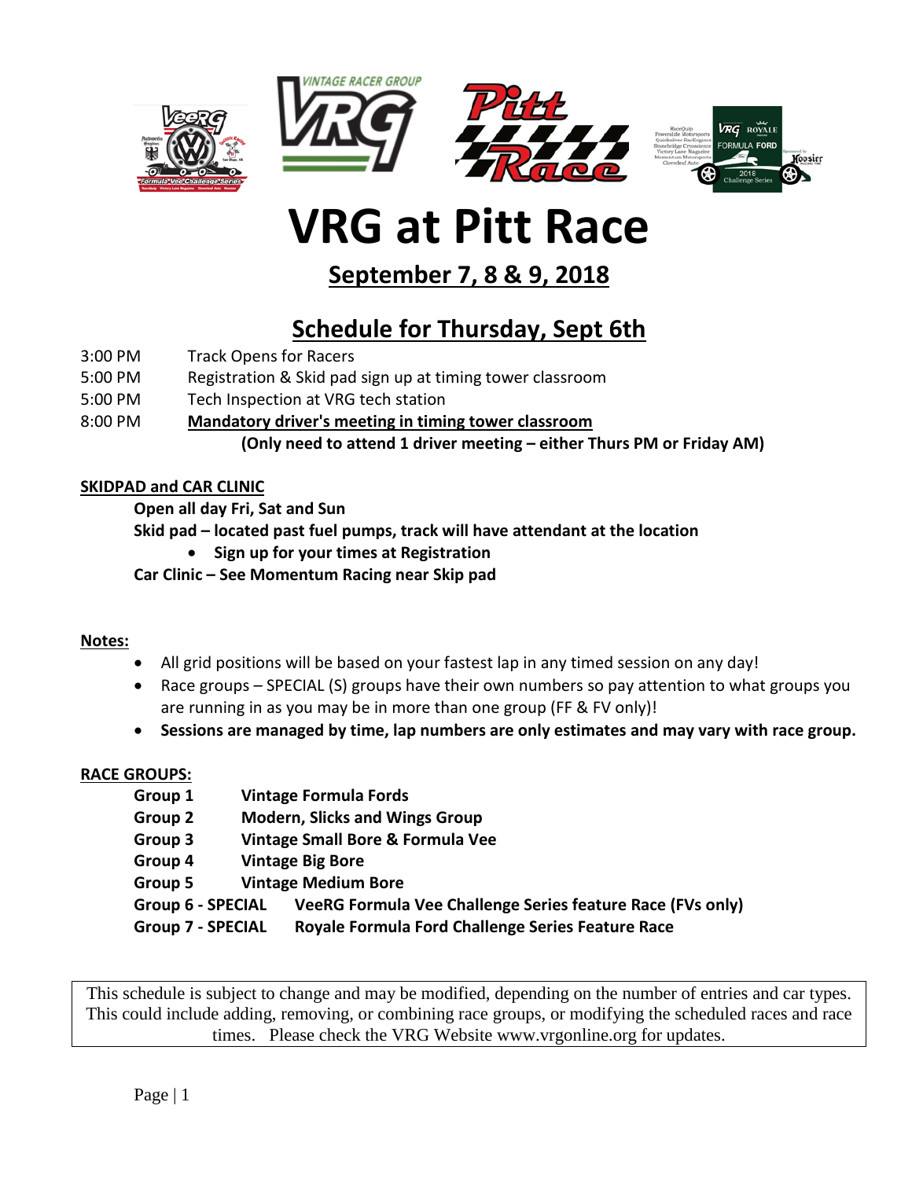# VRG at Pitt Race

## September 7, 8 & 9, 2018

## Schedule for Thursday, Sept 6th

| | |
|---|---|
| 3:00 PM | Track Opens for Racers |
| 5:00 PM | Registration & Skid pad sign up at timing tower classroom |
| 5:00 PM | Tech Inspection at VRG tech station |
| 8:00 PM | **Mandatory driver's meeting in timing tower classroom** |

**(Only need to attend 1 driver meeting – either Thurs PM or Friday AM)**

**SKIDPAD and CAR CLINIC**

**Open all day Fri, Sat and Sun**

**Skid pad – located past fuel pumps, track will have attendant at the location**

- **Sign up for your times at Registration**

**Car Clinic – See Momentum Racing near Skip pad**

**Notes:**

- All grid positions will be based on your fastest lap in any timed session on any day!
- Race groups – SPECIAL (S) groups have their own numbers so pay attention to what groups you are running in as you may be in more than one group (FF & FV only)!
- **Sessions are managed by time, lap numbers are only estimates and may vary with race group.**

**RACE GROUPS:**

| | |
|---|---|
| **Group 1** | **Vintage Formula Fords** |
| **Group 2** | **Modern, Slicks and Wings Group** |
| **Group 3** | **Vintage Small Bore & Formula Vee** |
| **Group 4** | **Vintage Big Bore** |
| **Group 5** | **Vintage Medium Bore** |
| **Group 6 - SPECIAL** | **VeeRG Formula Vee Challenge Series feature Race (FVs only)** |
| **Group 7 - SPECIAL** | **Royale Formula Ford Challenge Series Feature Race** |

This schedule is subject to change and may be modified, depending on the number of entries and car types. This could include adding, removing, or combining race groups, or modifying the scheduled races and race times. Please check the VRG Website www.vrgonline.org for updates.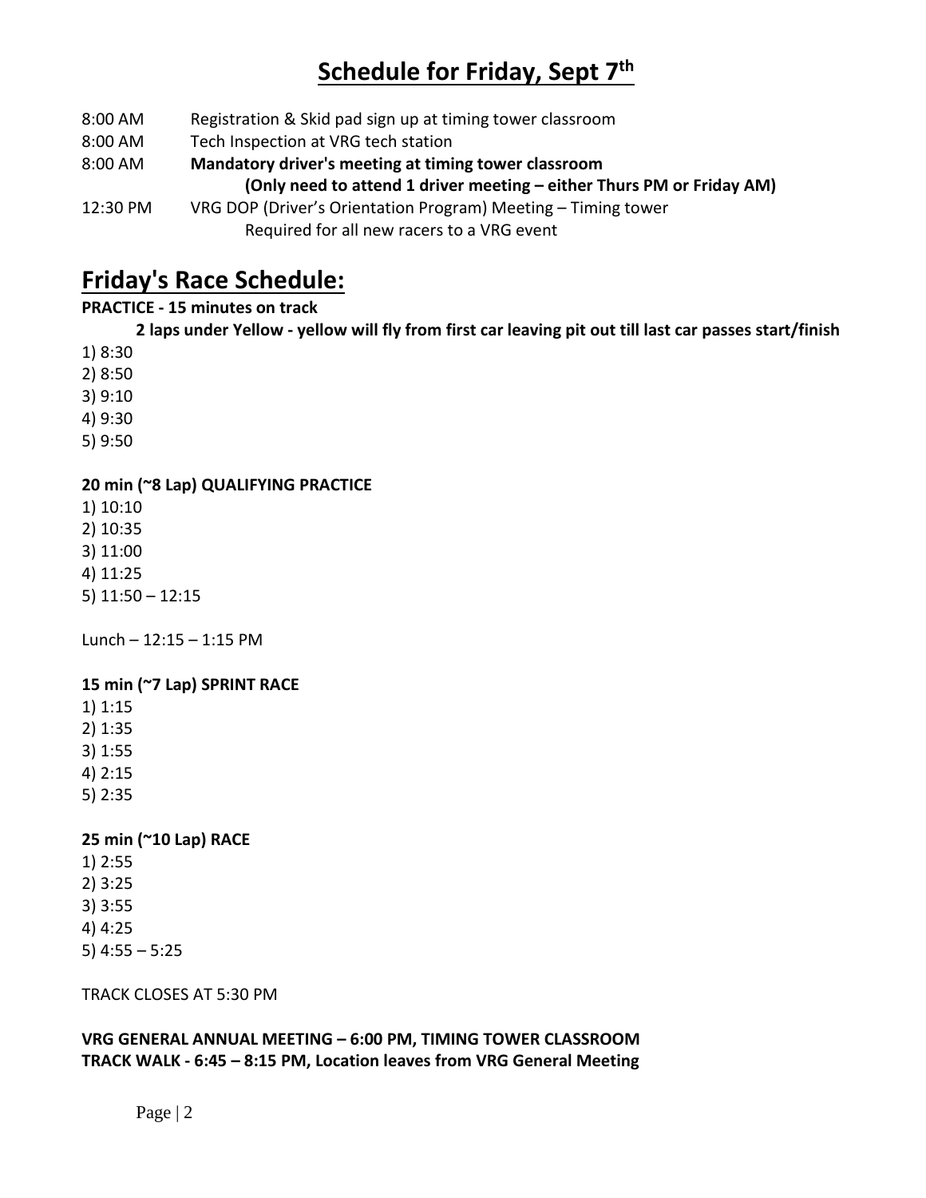# Schedule for Friday, Sept 7th

8:00 AM Registration & Skid pad sign up at timing tower classroom

8:00 AM Tech Inspection at VRG tech station

**8:00 AM Mandatory driver's meeting at timing tower classroom**

**(Only need to attend 1 driver meeting – either Thurs PM or Friday AM)**

12:30 PM VRG DOP (Driver's Orientation Program) Meeting – Timing tower

Required for all new racers to a VRG event

# Friday's Race Schedule:

**PRACTICE - 15 minutes on track**

**2 laps under Yellow - yellow will fly from first car leaving pit out till last car passes start/finish**

1) 8:30
2) 8:50
3) 9:10
4) 9:30
5) 9:50

**20 min (~8 Lap) QUALIFYING PRACTICE**

1) 10:10
2) 10:35
3) 11:00
4) 11:25
5) 11:50 – 12:15

Lunch – 12:15 – 1:15 PM

**15 min (~7 Lap) SPRINT RACE**

1) 1:15
2) 1:35
3) 1:55
4) 2:15
5) 2:35

**25 min (~10 Lap) RACE**

1) 2:55
2) 3:25
3) 3:55
4) 4:25
5) 4:55 – 5:25

TRACK CLOSES AT 5:30 PM

**VRG GENERAL ANNUAL MEETING – 6:00 PM, TIMING TOWER CLASSROOM**

**TRACK WALK - 6:45 – 8:15 PM, Location leaves from VRG General Meeting**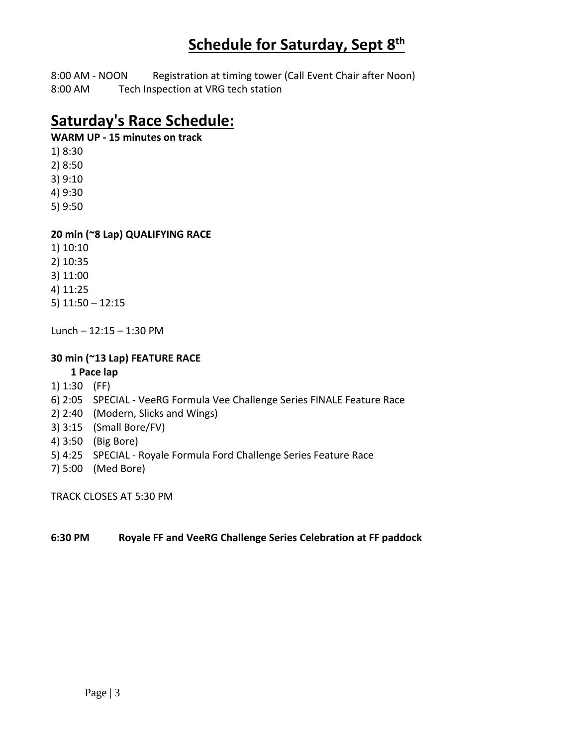# Schedule for Saturday, Sept 8th

8:00 AM - NOON Registration at timing tower (Call Event Chair after Noon)
8:00 AM Tech Inspection at VRG tech station

## Saturday's Race Schedule:

**WARM UP - 15 minutes on track**

1) 8:30
2) 8:50
3) 9:10
4) 9:30
5) 9:50

**20 min (~8 Lap) QUALIFYING RACE**

1) 10:10
2) 10:35
3) 11:00
4) 11:25
5) 11:50 – 12:15

Lunch – 12:15 – 1:30 PM

**30 min (~13 Lap) FEATURE RACE**
**1 Pace lap**

1) 1:30 (FF)
6) 2:05 SPECIAL - VeeRG Formula Vee Challenge Series FINALE Feature Race
2) 2:40 (Modern, Slicks and Wings)
3) 3:15 (Small Bore/FV)
4) 3:50 (Big Bore)
5) 4:25 SPECIAL - Royale Formula Ford Challenge Series Feature Race
7) 5:00 (Med Bore)

TRACK CLOSES AT 5:30 PM

**6:30 PM Royale FF and VeeRG Challenge Series Celebration at FF paddock**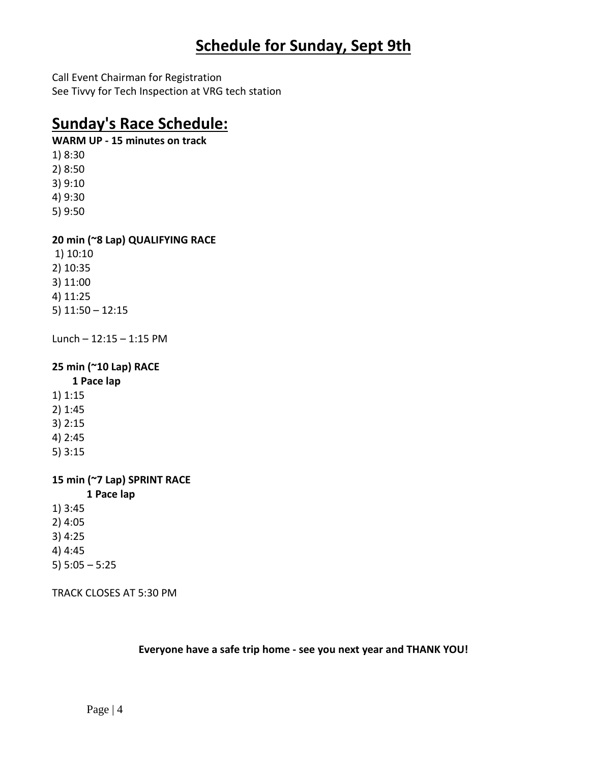# Schedule for Sunday, Sept 9th

Call Event Chairman for Registration
See Tivvy for Tech Inspection at VRG tech station

## Sunday's Race Schedule:

**WARM UP - 15 minutes on track**

1) 8:30
2) 8:50
3) 9:10
4) 9:30
5) 9:50

**20 min (~8 Lap) QUALIFYING RACE**

1) 10:10
2) 10:35
3) 11:00
4) 11:25
5) 11:50 – 12:15

Lunch – 12:15 – 1:15 PM

**25 min (~10 Lap) RACE**

**1 Pace lap**

1) 1:15
2) 1:45
3) 2:15
4) 2:45
5) 3:15

**15 min (~7 Lap) SPRINT RACE**

**1 Pace lap**

1) 3:45
2) 4:05
3) 4:25
4) 4:45
5) 5:05 – 5:25

TRACK CLOSES AT 5:30 PM

**Everyone have a safe trip home - see you next year and THANK YOU!**